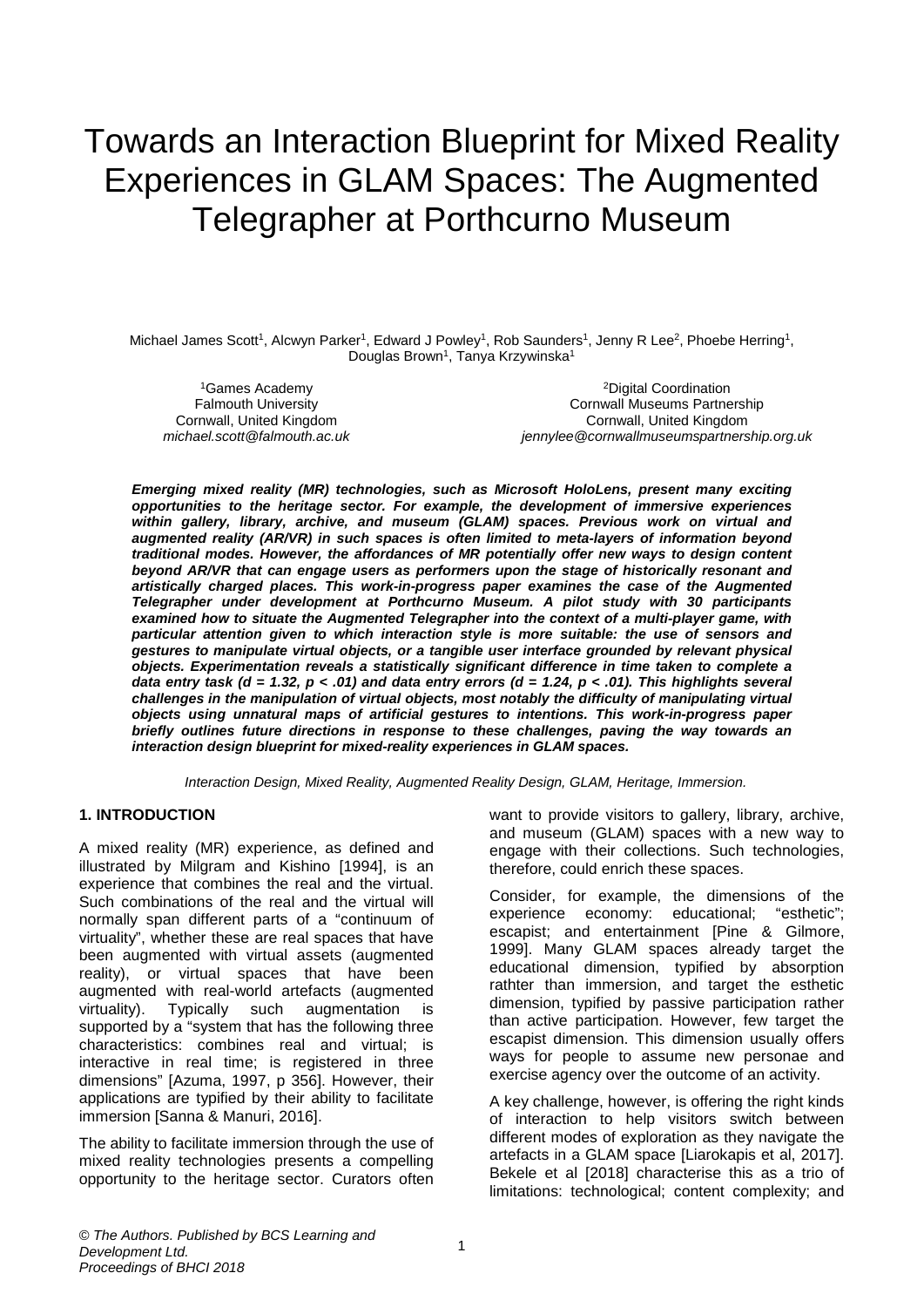# Towards an Interaction Blueprint for Mixed Reality Experiences in GLAM Spaces: The Augmented Telegrapher at Porthcurno Museum

Michael James Scott[1], Alcwyn Parker[1], Edward J Powley[1], Rob Saunders[1], Jenny R Lee[2], Phoebe Herring[1], Douglas Brown[1], Tanya Krzywinska[1]

[1]Games Academy
Falmouth University
Cornwall, United Kingdom
*michael.scott@falmouth.ac.uk*

[2]Digital Coordination
Cornwall Museums Partnership
Cornwall, United Kingdom
*jennylee@cornwallmuseumspartnership.org.uk*

***Emerging mixed reality (MR) technologies, such as Microsoft HoloLens, present many exciting opportunities to the heritage sector. For example, the development of immersive experiences within gallery, library, archive, and museum (GLAM) spaces. Previous work on virtual and augmented reality (AR/VR) in such spaces is often limited to meta-layers of information beyond traditional modes. However, the affordances of MR potentially offer new ways to design content beyond AR/VR that can engage users as performers upon the stage of historically resonant and artistically charged places. This work-in-progress paper examines the case of the Augmented Telegrapher under development at Porthcurno Museum. A pilot study with 30 participants examined how to situate the Augmented Telegrapher into the context of a multi-player game, with particular attention given to which interaction style is more suitable: the use of sensors and gestures to manipulate virtual objects, or a tangible user interface grounded by relevant physical objects. Experimentation reveals a statistically significant difference in time taken to complete a data entry task ($d = 1.32$, $p < .01$) and data entry errors ($d = 1.24$, $p < .01$). This highlights several challenges in the manipulation of virtual objects, most notably the difficulty of manipulating virtual objects using unnatural maps of artificial gestures to intentions. This work-in-progress paper briefly outlines future directions in response to these challenges, paving the way towards an interaction design blueprint for mixed-reality experiences in GLAM spaces.***

*Interaction Design, Mixed Reality, Augmented Reality Design, GLAM, Heritage, Immersion.*

## 1. INTRODUCTION

A mixed reality (MR) experience, as defined and illustrated by Milgram and Kishino [1994], is an experience that combines the real and the virtual. Such combinations of the real and the virtual will normally span different parts of a "continuum of virtuality", whether these are real spaces that have been augmented with virtual assets (augmented reality), or virtual spaces that have been augmented with real-world artefacts (augmented virtuality). Typically such augmentation is supported by a "system that has the following three characteristics: combines real and virtual; is interactive in real time; is registered in three dimensions" [Azuma, 1997, p 356]. However, their applications are typified by their ability to facilitate immersion [Sanna & Manuri, 2016].

The ability to facilitate immersion through the use of mixed reality technologies presents a compelling opportunity to the heritage sector. Curators often want to provide visitors to gallery, library, archive, and museum (GLAM) spaces with a new way to engage with their collections. Such technologies, therefore, could enrich these spaces.

Consider, for example, the dimensions of the experience economy: educational; "esthetic"; escapist; and entertainment [Pine & Gilmore, 1999]. Many GLAM spaces already target the educational dimension, typified by absorption rathter than immersion, and target the esthetic dimension, typified by passive participation rather than active participation. However, few target the escapist dimension. This dimension usually offers ways for people to assume new personae and exercise agency over the outcome of an activity.

A key challenge, however, is offering the right kinds of interaction to help visitors switch between different modes of exploration as they navigate the artefacts in a GLAM space [Liarokapis et al, 2017]. Bekele et al [2018] characterise this as a trio of limitations: technological; content complexity; and

*© The Authors. Published by BCS Learning and Development Ltd.*
*Proceedings of BHCI 2018*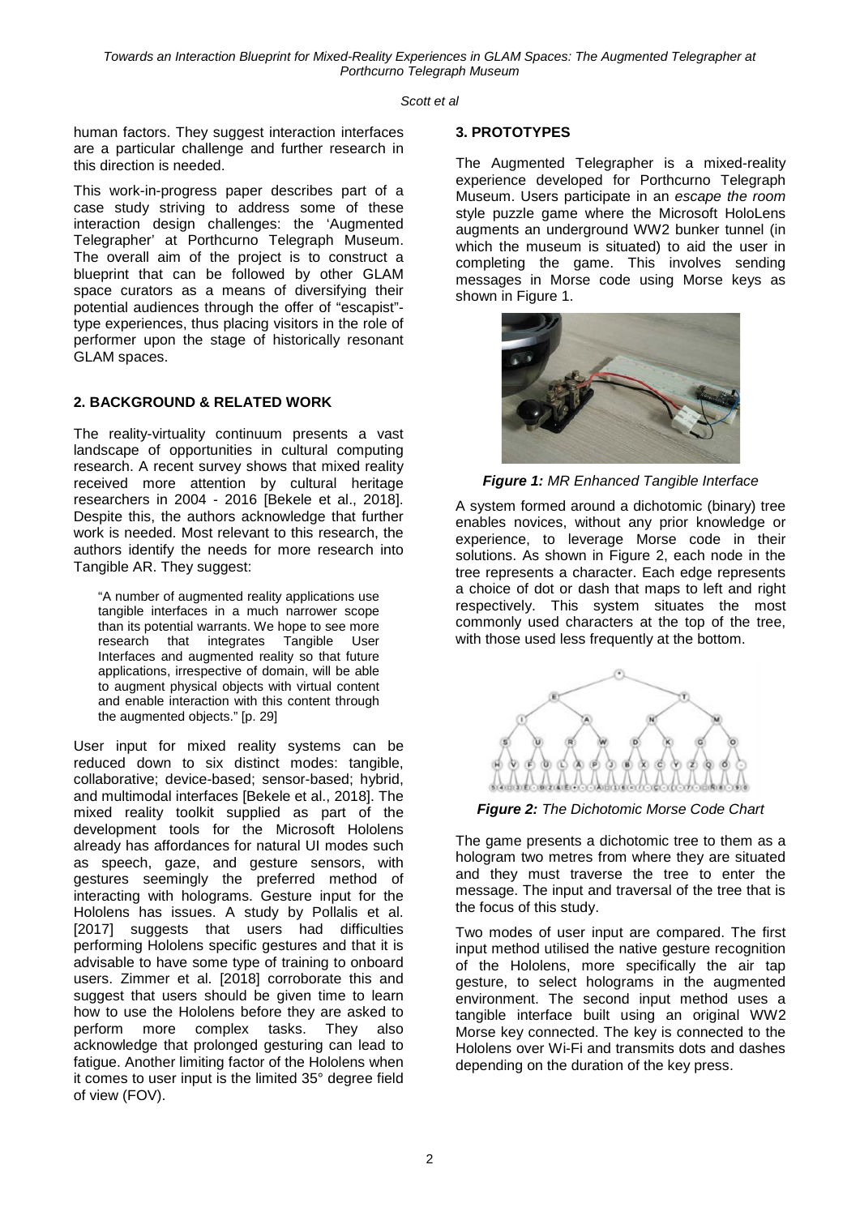human factors. They suggest interaction interfaces are a particular challenge and further research in this direction is needed.

This work-in-progress paper describes part of a case study striving to address some of these interaction design challenges: the 'Augmented Telegrapher' at Porthcurno Telegraph Museum. The overall aim of the project is to construct a blueprint that can be followed by other GLAM space curators as a means of diversifying their potential audiences through the offer of "escapist"-type experiences, thus placing visitors in the role of performer upon the stage of historically resonant GLAM spaces.

## 2. BACKGROUND & RELATED WORK

The reality-virtuality continuum presents a vast landscape of opportunities in cultural computing research. A recent survey shows that mixed reality received more attention by cultural heritage researchers in 2004 - 2016 [Bekele et al., 2018]. Despite this, the authors acknowledge that further work is needed. Most relevant to this research, the authors identify the needs for more research into Tangible AR. They suggest:

> "A number of augmented reality applications use tangible interfaces in a much narrower scope than its potential warrants. We hope to see more research that integrates Tangible User Interfaces and augmented reality so that future applications, irrespective of domain, will be able to augment physical objects with virtual content and enable interaction with this content through the augmented objects." [p. 29]

User input for mixed reality systems can be reduced down to six distinct modes: tangible, collaborative; device-based; sensor-based; hybrid, and multimodal interfaces [Bekele et al., 2018]. The mixed reality toolkit supplied as part of the development tools for the Microsoft Hololens already has affordances for natural UI modes such as speech, gaze, and gesture sensors, with gestures seemingly the preferred method of interacting with holograms. Gesture input for the Hololens has issues. A study by Pollalis et al. [2017] suggests that users had difficulties performing Hololens specific gestures and that it is advisable to have some type of training to onboard users. Zimmer et al. [2018] corroborate this and suggest that users should be given time to learn how to use the Hololens before they are asked to perform more complex tasks. They also acknowledge that prolonged gesturing can lead to fatigue. Another limiting factor of the Hololens when it comes to user input is the limited 35° degree field of view (FOV).

## 3. PROTOTYPES

The Augmented Telegrapher is a mixed-reality experience developed for Porthcurno Telegraph Museum. Users participate in an *escape the room* style puzzle game where the Microsoft HoloLens augments an underground WW2 bunker tunnel (in which the museum is situated) to aid the user in completing the game. This involves sending messages in Morse code using Morse keys as shown in Figure 1.

***Figure 1:*** *MR Enhanced Tangible Interface*

A system formed around a dichotomic (binary) tree enables novices, without any prior knowledge or experience, to leverage Morse code in their solutions. As shown in Figure 2, each node in the tree represents a character. Each edge represents a choice of dot or dash that maps to left and right respectively. This system situates the most commonly used characters at the top of the tree, with those used less frequently at the bottom.

***Figure 2:*** *The Dichotomic Morse Code Chart*

The game presents a dichotomic tree to them as a hologram two metres from where they are situated and they must traverse the tree to enter the message. The input and traversal of the tree that is the focus of this study.

Two modes of user input are compared. The first input method utilised the native gesture recognition of the Hololens, more specifically the air tap gesture, to select holograms in the augmented environment. The second input method uses a tangible interface built using an original WW2 Morse key connected. The key is connected to the Hololens over Wi-Fi and transmits dots and dashes depending on the duration of the key press.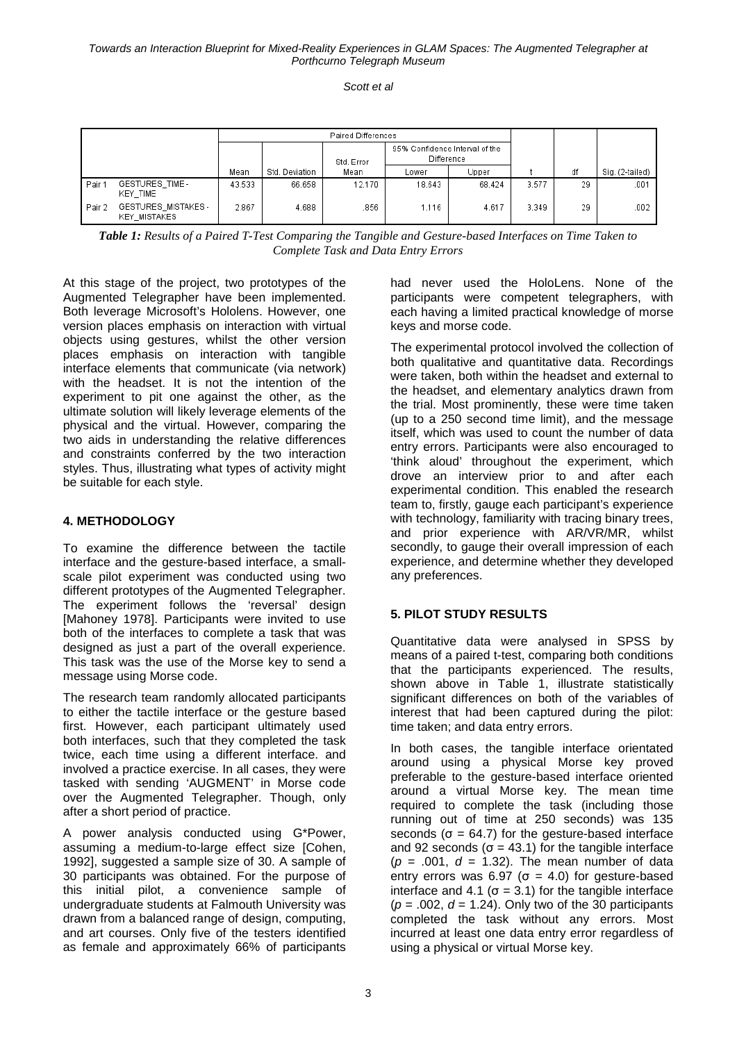| | | Paired Differences | | | | | | | |
|---|---|---|---|---|---|---|---|---|---|
| | | Mean | Std. Deviation | Std. Error Mean | 95% Confidence Interval of the Difference | | t | df | Sig. (2-tailed) |
| | | | | | Lower | Upper | | | |
| Pair 1 | GESTURES_TIME - KEY_TIME | 43.533 | 66.658 | 12.170 | 18.643 | 68.424 | 3.577 | 29 | .001 |
| Pair 2 | GESTURES_MISTAKES - KEY_MISTAKES | 2.867 | 4.688 | .856 | 1.116 | 4.617 | 3.349 | 29 | .002 |

***Table 1:*** *Results of a Paired T-Test Comparing the Tangible and Gesture-based Interfaces on Time Taken to Complete Task and Data Entry Errors*

At this stage of the project, two prototypes of the Augmented Telegrapher have been implemented. Both leverage Microsoft's Hololens. However, one version places emphasis on interaction with virtual objects using gestures, whilst the other version places emphasis on interaction with tangible interface elements that communicate (via network) with the headset. It is not the intention of the experiment to pit one against the other, as the ultimate solution will likely leverage elements of the physical and the virtual. However, comparing the two aids in understanding the relative differences and constraints conferred by the two interaction styles. Thus, illustrating what types of activity might be suitable for each style.

## 4. METHODOLOGY

To examine the difference between the tactile interface and the gesture-based interface, a small-scale pilot experiment was conducted using two different prototypes of the Augmented Telegrapher. The experiment follows the 'reversal' design [Mahoney 1978]. Participants were invited to use both of the interfaces to complete a task that was designed as just a part of the overall experience. This task was the use of the Morse key to send a message using Morse code.

The research team randomly allocated participants to either the tactile interface or the gesture based first. However, each participant ultimately used both interfaces, such that they completed the task twice, each time using a different interface. and involved a practice exercise. In all cases, they were tasked with sending 'AUGMENT' in Morse code over the Augmented Telegrapher. Though, only after a short period of practice.

A power analysis conducted using G*Power, assuming a medium-to-large effect size [Cohen, 1992], suggested a sample size of 30. A sample of 30 participants was obtained. For the purpose of this initial pilot, a convenience sample of undergraduate students at Falmouth University was drawn from a balanced range of design, computing, and art courses. Only five of the testers identified as female and approximately 66% of participants had never used the HoloLens. None of the participants were competent telegraphers, with each having a limited practical knowledge of morse keys and morse code.

The experimental protocol involved the collection of both qualitative and quantitative data. Recordings were taken, both within the headset and external to the headset, and elementary analytics drawn from the trial. Most prominently, these were time taken (up to a 250 second time limit), and the message itself, which was used to count the number of data entry errors. Participants were also encouraged to 'think aloud' throughout the experiment, which drove an interview prior to and after each experimental condition. This enabled the research team to, firstly, gauge each participant's experience with technology, familiarity with tracing binary trees, and prior experience with AR/VR/MR, whilst secondly, to gauge their overall impression of each experience, and determine whether they developed any preferences.

## 5. PILOT STUDY RESULTS

Quantitative data were analysed in SPSS by means of a paired t-test, comparing both conditions that the participants experienced. The results, shown above in Table 1, illustrate statistically significant differences on both of the variables of interest that had been captured during the pilot: time taken; and data entry errors.

In both cases, the tangible interface orientated around using a physical Morse key proved preferable to the gesture-based interface oriented around a virtual Morse key. The mean time required to complete the task (including those running out of time at 250 seconds) was 135 seconds ($\sigma = 64.7$) for the gesture-based interface and 92 seconds ($\sigma = 43.1$) for the tangible interface ($p = .001$, $d = 1.32$). The mean number of data entry errors was 6.97 ($\sigma = 4.0$) for gesture-based interface and 4.1 ($\sigma = 3.1$) for the tangible interface ($p = .002$, $d = 1.24$). Only two of the 30 participants completed the task without any errors. Most incurred at least one data entry error regardless of using a physical or virtual Morse key.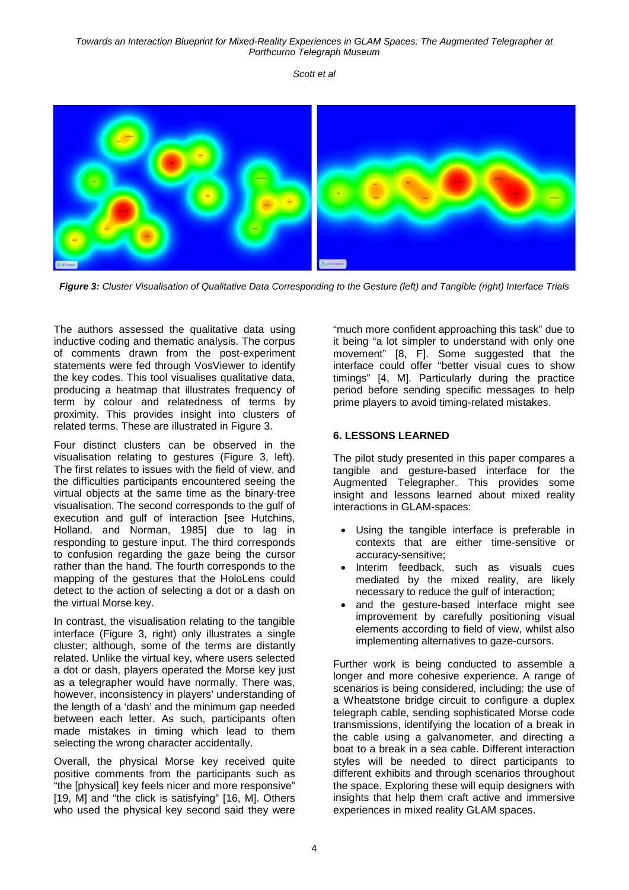*Figure 3: Cluster Visualisation of Qualitative Data Corresponding to the Gesture (left) and Tangible (right) Interface Trials*

The authors assessed the qualitative data using inductive coding and thematic analysis. The corpus of comments drawn from the post-experiment statements were fed through VosViewer to identify the key codes. This tool visualises qualitative data, producing a heatmap that illustrates frequency of term by colour and relatedness of terms by proximity. This provides insight into clusters of related terms. These are illustrated in Figure 3.

Four distinct clusters can be observed in the visualisation relating to gestures (Figure 3, left). The first relates to issues with the field of view, and the difficulties participants encountered seeing the virtual objects at the same time as the binary-tree visualisation. The second corresponds to the gulf of execution and gulf of interaction [see Hutchins, Holland, and Norman, 1985] due to lag in responding to gesture input. The third corresponds to confusion regarding the gaze being the cursor rather than the hand. The fourth corresponds to the mapping of the gestures that the HoloLens could detect to the action of selecting a dot or a dash on the virtual Morse key.

In contrast, the visualisation relating to the tangible interface (Figure 3, right) only illustrates a single cluster; although, some of the terms are distantly related. Unlike the virtual key, where users selected a dot or dash, players operated the Morse key just as a telegrapher would have normally. There was, however, inconsistency in players' understanding of the length of a 'dash' and the minimum gap needed between each letter. As such, participants often made mistakes in timing which lead to them selecting the wrong character accidentally.

Overall, the physical Morse key received quite positive comments from the participants such as "the [physical] key feels nicer and more responsive" [19, M] and "the click is satisfying" [16, M]. Others who used the physical key second said they were "much more confident approaching this task" due to it being "a lot simpler to understand with only one movement" [8, F]. Some suggested that the interface could offer "better visual cues to show timings" [4, M]. Particularly during the practice period before sending specific messages to help prime players to avoid timing-related mistakes.

## 6. LESSONS LEARNED

The pilot study presented in this paper compares a tangible and gesture-based interface for the Augmented Telegrapher. This provides some insight and lessons learned about mixed reality interactions in GLAM-spaces:

- Using the tangible interface is preferable in contexts that are either time-sensitive or accuracy-sensitive;
- Interim feedback, such as visuals cues mediated by the mixed reality, are likely necessary to reduce the gulf of interaction;
- and the gesture-based interface might see improvement by carefully positioning visual elements according to field of view, whilst also implementing alternatives to gaze-cursors.

Further work is being conducted to assemble a longer and more cohesive experience. A range of scenarios is being considered, including: the use of a Wheatstone bridge circuit to configure a duplex telegraph cable, sending sophisticated Morse code transmissions, identifying the location of a break in the cable using a galvanometer, and directing a boat to a break in a sea cable. Different interaction styles will be needed to direct participants to different exhibits and through scenarios throughout the space. Exploring these will equip designers with insights that help them craft active and immersive experiences in mixed reality GLAM spaces.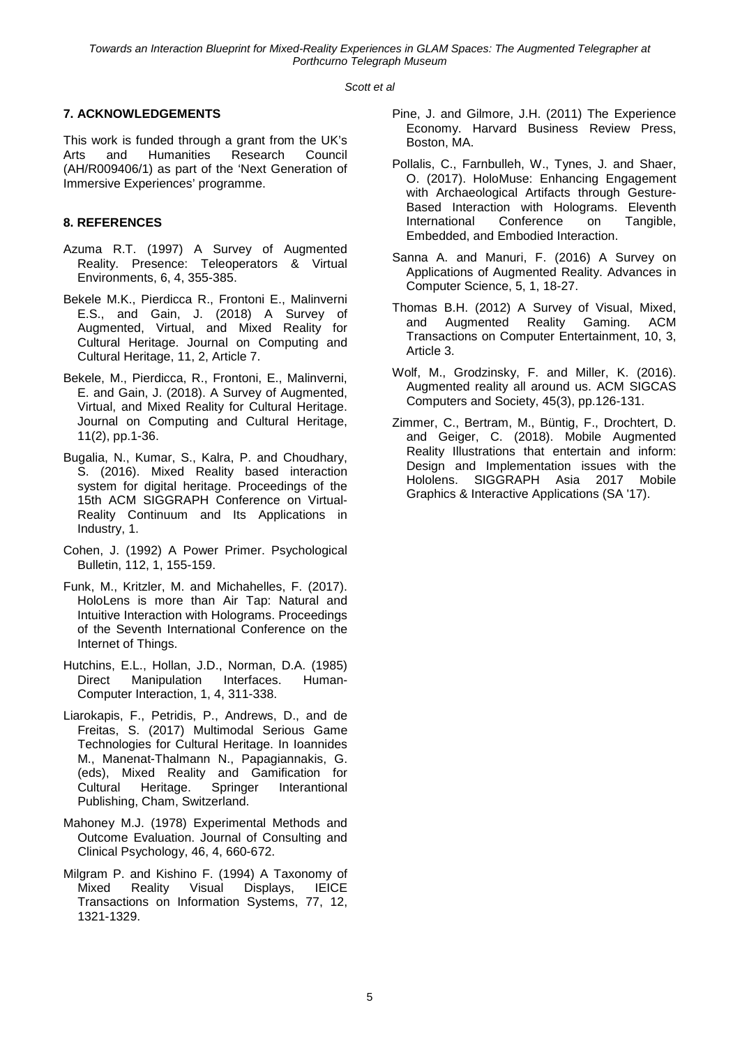## 7. ACKNOWLEDGEMENTS

This work is funded through a grant from the UK's Arts and Humanities Research Council (AH/R009406/1) as part of the 'Next Generation of Immersive Experiences' programme.

## 8. REFERENCES

Azuma R.T. (1997) A Survey of Augmented Reality. Presence: Teleoperators & Virtual Environments, 6, 4, 355-385.

Bekele M.K., Pierdicca R., Frontoni E., Malinverni E.S., and Gain, J. (2018) A Survey of Augmented, Virtual, and Mixed Reality for Cultural Heritage. Journal on Computing and Cultural Heritage, 11, 2, Article 7.

Bekele, M., Pierdicca, R., Frontoni, E., Malinverni, E. and Gain, J. (2018). A Survey of Augmented, Virtual, and Mixed Reality for Cultural Heritage. Journal on Computing and Cultural Heritage, 11(2), pp.1-36.

Bugalia, N., Kumar, S., Kalra, P. and Choudhary, S. (2016). Mixed Reality based interaction system for digital heritage. Proceedings of the 15th ACM SIGGRAPH Conference on Virtual-Reality Continuum and Its Applications in Industry, 1.

Cohen, J. (1992) A Power Primer. Psychological Bulletin, 112, 1, 155-159.

Funk, M., Kritzler, M. and Michahelles, F. (2017). HoloLens is more than Air Tap: Natural and Intuitive Interaction with Holograms. Proceedings of the Seventh International Conference on the Internet of Things.

Hutchins, E.L., Hollan, J.D., Norman, D.A. (1985) Direct Manipulation Interfaces. Human-Computer Interaction, 1, 4, 311-338.

Liarokapis, F., Petridis, P., Andrews, D., and de Freitas, S. (2017) Multimodal Serious Game Technologies for Cultural Heritage. In Ioannides M., Manenat-Thalmann N., Papagiannakis, G. (eds), Mixed Reality and Gamification for Cultural Heritage. Springer Interantional Publishing, Cham, Switzerland.

Mahoney M.J. (1978) Experimental Methods and Outcome Evaluation. Journal of Consulting and Clinical Psychology, 46, 4, 660-672.

Milgram P. and Kishino F. (1994) A Taxonomy of Mixed Reality Visual Displays, IEICE Transactions on Information Systems, 77, 12, 1321-1329.

Pine, J. and Gilmore, J.H. (2011) The Experience Economy. Harvard Business Review Press, Boston, MA.

Pollalis, C., Farnbulleh, W., Tynes, J. and Shaer, O. (2017). HoloMuse: Enhancing Engagement with Archaeological Artifacts through Gesture-Based Interaction with Holograms. Eleventh International Conference on Tangible, Embedded, and Embodied Interaction.

Sanna A. and Manuri, F. (2016) A Survey on Applications of Augmented Reality. Advances in Computer Science, 5, 1, 18-27.

Thomas B.H. (2012) A Survey of Visual, Mixed, and Augmented Reality Gaming. ACM Transactions on Computer Entertainment, 10, 3, Article 3.

Wolf, M., Grodzinsky, F. and Miller, K. (2016). Augmented reality all around us. ACM SIGCAS Computers and Society, 45(3), pp.126-131.

Zimmer, C., Bertram, M., Büntig, F., Drochtert, D. and Geiger, C. (2018). Mobile Augmented Reality Illustrations that entertain and inform: Design and Implementation issues with the Hololens. SIGGRAPH Asia 2017 Mobile Graphics & Interactive Applications (SA '17).